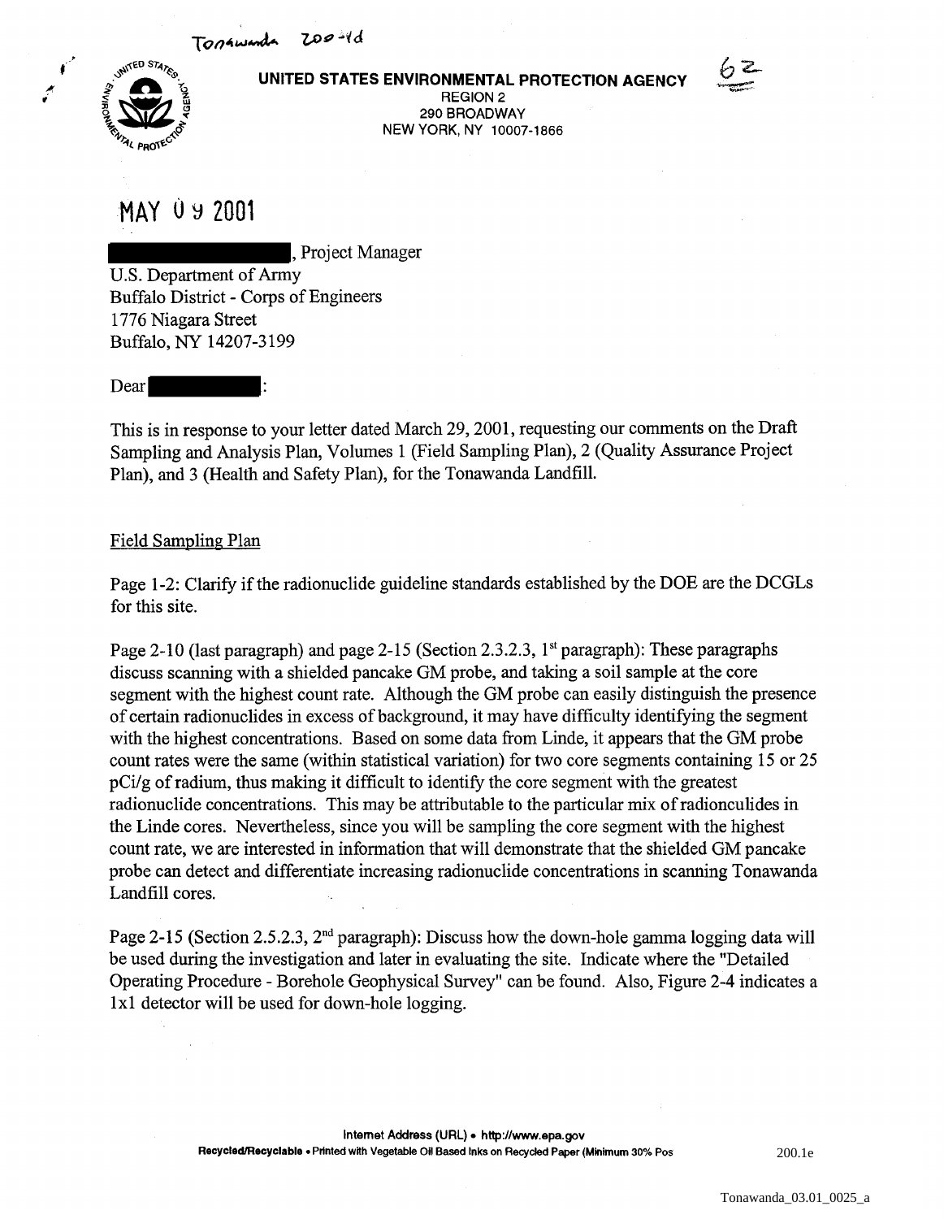Tonawanda 200-1d

**UNITED STATES ENVIRONMENTAL PROTECTION AGENCY**
REGION 2
290 BROADWAY
NEW YORK, NY 10007-1866

62

MAY 09 2001

█████████, Project Manager
U.S. Department of Army
Buffalo District - Corps of Engineers
1776 Niagara Street
Buffalo, NY 14207-3199

Dear █████████:

This is in response to your letter dated March 29, 2001, requesting our comments on the Draft Sampling and Analysis Plan, Volumes 1 (Field Sampling Plan), 2 (Quality Assurance Project Plan), and 3 (Health and Safety Plan), for the Tonawanda Landfill.

Field Sampling Plan

Page 1-2: Clarify if the radionuclide guideline standards established by the DOE are the DCGLs for this site.

Page 2-10 (last paragraph) and page 2-15 (Section 2.3.2.3, 1st paragraph): These paragraphs discuss scanning with a shielded pancake GM probe, and taking a soil sample at the core segment with the highest count rate. Although the GM probe can easily distinguish the presence of certain radionuclides in excess of background, it may have difficulty identifying the segment with the highest concentrations. Based on some data from Linde, it appears that the GM probe count rates were the same (within statistical variation) for two core segments containing 15 or 25 pCi/g of radium, thus making it difficult to identify the core segment with the greatest radionuclide concentrations. This may be attributable to the particular mix of radionculides in the Linde cores. Nevertheless, since you will be sampling the core segment with the highest count rate, we are interested in information that will demonstrate that the shielded GM pancake probe can detect and differentiate increasing radionuclide concentrations in scanning Tonawanda Landfill cores.

Page 2-15 (Section 2.5.2.3, 2nd paragraph): Discuss how the down-hole gamma logging data will be used during the investigation and later in evaluating the site. Indicate where the "Detailed Operating Procedure - Borehole Geophysical Survey" can be found. Also, Figure 2-4 indicates a 1x1 detector will be used for down-hole logging.

Internet Address (URL) • http://www.epa.gov
Recycled/Recyclable • Printed with Vegetable Oil Based Inks on Recycled Paper (Minimum 30% Pos

200.1e

Tonawanda_03.01_0025_a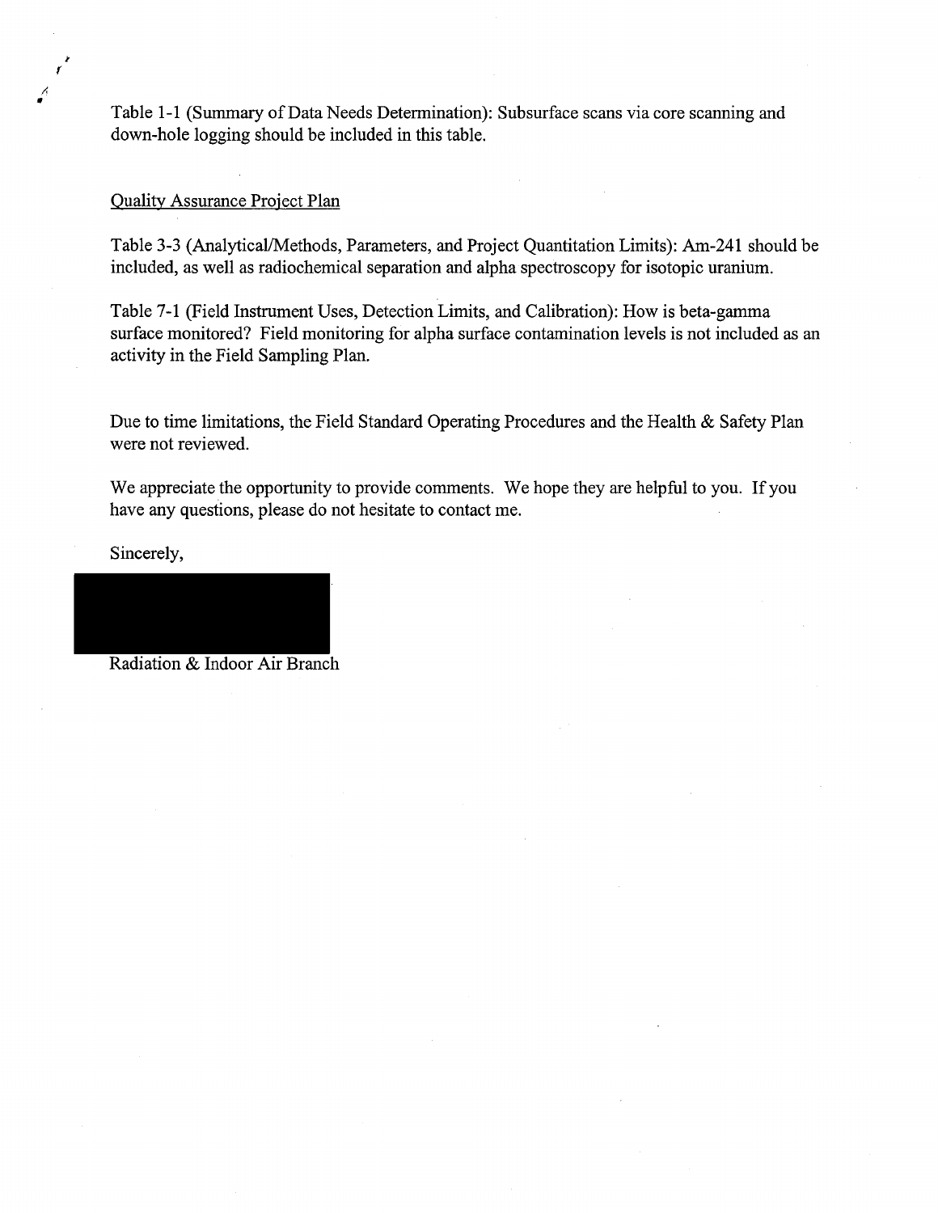Table 1-1 (Summary of Data Needs Determination): Subsurface scans via core scanning and down-hole logging should be included in this table.

Quality Assurance Project Plan

Table 3-3 (Analytical/Methods, Parameters, and Project Quantitation Limits): Am-241 should be included, as well as radiochemical separation and alpha spectroscopy for isotopic uranium.

Table 7-1 (Field Instrument Uses, Detection Limits, and Calibration): How is beta-gamma surface monitored? Field monitoring for alpha surface contamination levels is not included as an activity in the Field Sampling Plan.

Due to time limitations, the Field Standard Operating Procedures and the Health & Safety Plan were not reviewed.

We appreciate the opportunity to provide comments. We hope they are helpful to you. If you have any questions, please do not hesitate to contact me.

Sincerely,

Radiation & Indoor Air Branch